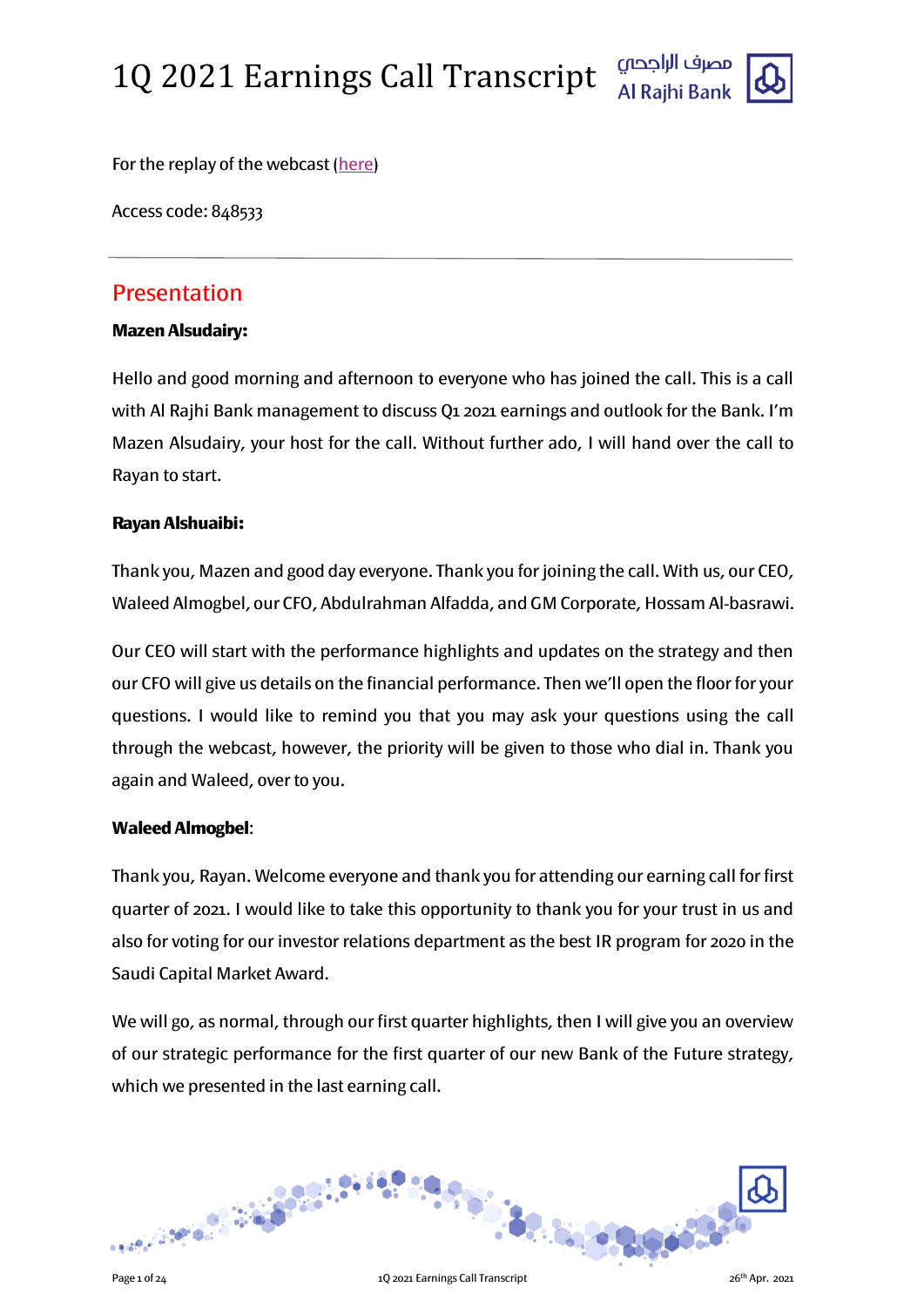# 1Q 2021 Earnings Call Transcript

For the replay of the webcast (here)

Access code: 848533

---

## Presentation

**Mazen Alsudairy:**

Hello and good morning and afternoon to everyone who has joined the call. This is a call with Al Rajhi Bank management to discuss Q1 2021 earnings and outlook for the Bank. I'm Mazen Alsudairy, your host for the call. Without further ado, I will hand over the call to Rayan to start.

**Rayan Alshuaibi:**

Thank you, Mazen and good day everyone. Thank you for joining the call. With us, our CEO, Waleed Almogbel, our CFO, Abdulrahman Alfadda, and GM Corporate, Hossam Al-basrawi.

Our CEO will start with the performance highlights and updates on the strategy and then our CFO will give us details on the financial performance. Then we'll open the floor for your questions. I would like to remind you that you may ask your questions using the call through the webcast, however, the priority will be given to those who dial in. Thank you again and Waleed, over to you.

**Waleed Almogbel**:

Thank you, Rayan. Welcome everyone and thank you for attending our earning call for first quarter of 2021. I would like to take this opportunity to thank you for your trust in us and also for voting for our investor relations department as the best IR program for 2020 in the Saudi Capital Market Award.

We will go, as normal, through our first quarter highlights, then I will give you an overview of our strategic performance for the first quarter of our new Bank of the Future strategy, which we presented in the last earning call.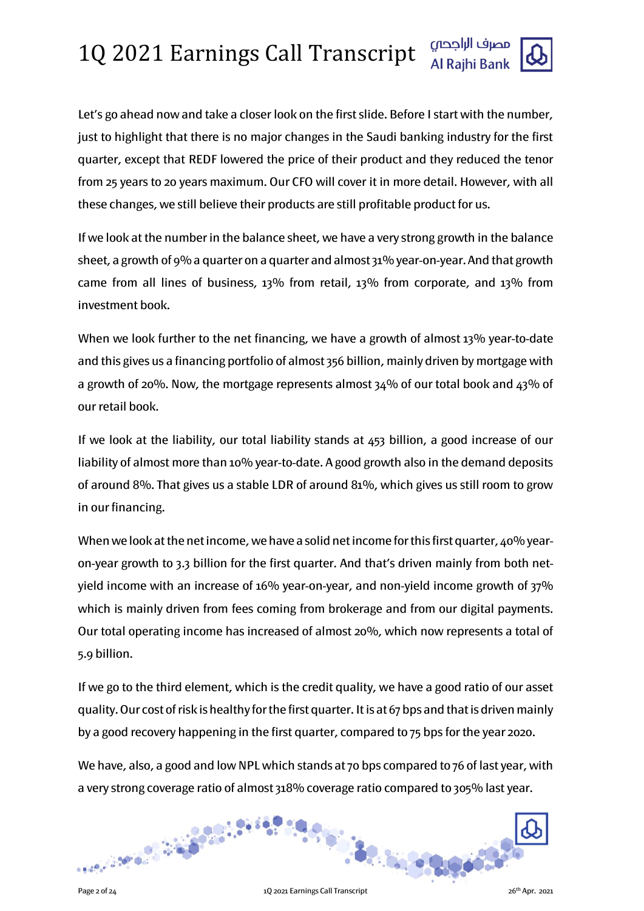Let's go ahead now and take a closer look on the first slide. Before I start with the number, just to highlight that there is no major changes in the Saudi banking industry for the first quarter, except that REDF lowered the price of their product and they reduced the tenor from 25 years to 20 years maximum. Our CFO will cover it in more detail. However, with all these changes, we still believe their products are still profitable product for us.

If we look at the number in the balance sheet, we have a very strong growth in the balance sheet, a growth of 9% a quarter on a quarter and almost 31% year-on-year. And that growth came from all lines of business, 13% from retail, 13% from corporate, and 13% from investment book.

When we look further to the net financing, we have a growth of almost 13% year-to-date and this gives us a financing portfolio of almost 356 billion, mainly driven by mortgage with a growth of 20%. Now, the mortgage represents almost 34% of our total book and 43% of our retail book.

If we look at the liability, our total liability stands at 453 billion, a good increase of our liability of almost more than 10% year-to-date. A good growth also in the demand deposits of around 8%. That gives us a stable LDR of around 81%, which gives us still room to grow in our financing.

When we look at the net income, we have a solid net income for this first quarter, 40% year-on-year growth to 3.3 billion for the first quarter. And that's driven mainly from both net-yield income with an increase of 16% year-on-year, and non-yield income growth of 37% which is mainly driven from fees coming from brokerage and from our digital payments. Our total operating income has increased of almost 20%, which now represents a total of 5.9 billion.

If we go to the third element, which is the credit quality, we have a good ratio of our asset quality. Our cost of risk is healthy for the first quarter. It is at 67 bps and that is driven mainly by a good recovery happening in the first quarter, compared to 75 bps for the year 2020.

We have, also, a good and low NPL which stands at 70 bps compared to 76 of last year, with a very strong coverage ratio of almost 318% coverage ratio compared to 305% last year.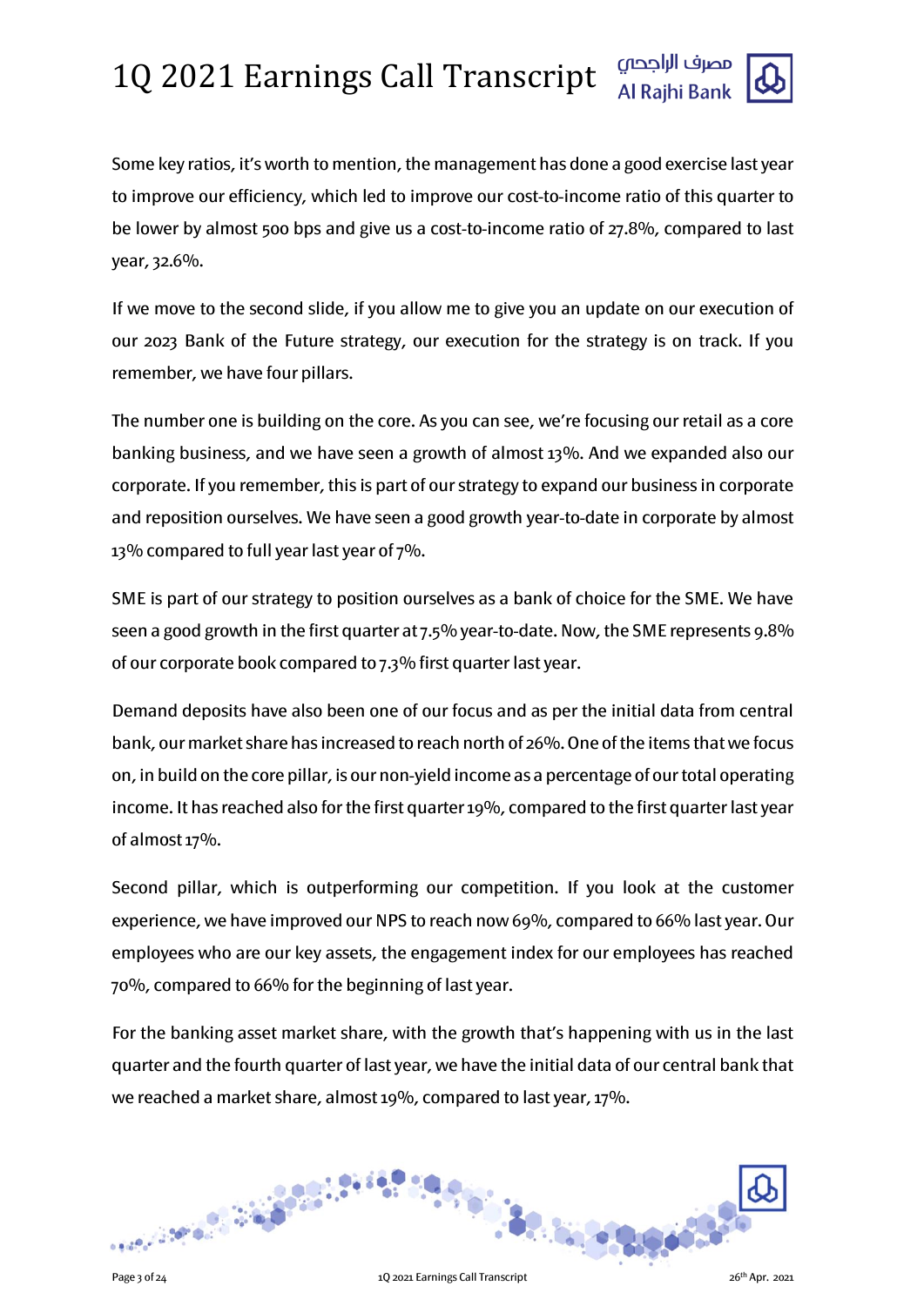Some key ratios, it's worth to mention, the management has done a good exercise last year to improve our efficiency, which led to improve our cost-to-income ratio of this quarter to be lower by almost 500 bps and give us a cost-to-income ratio of 27.8%, compared to last year, 32.6%.

If we move to the second slide, if you allow me to give you an update on our execution of our 2023 Bank of the Future strategy, our execution for the strategy is on track. If you remember, we have four pillars.

The number one is building on the core. As you can see, we're focusing our retail as a core banking business, and we have seen a growth of almost 13%. And we expanded also our corporate. If you remember, this is part of our strategy to expand our business in corporate and reposition ourselves. We have seen a good growth year-to-date in corporate by almost 13% compared to full year last year of 7%.

SME is part of our strategy to position ourselves as a bank of choice for the SME. We have seen a good growth in the first quarter at 7.5% year-to-date. Now, the SME represents 9.8% of our corporate book compared to 7.3% first quarter last year.

Demand deposits have also been one of our focus and as per the initial data from central bank, our market share has increased to reach north of 26%. One of the items that we focus on, in build on the core pillar, is our non-yield income as a percentage of our total operating income. It has reached also for the first quarter 19%, compared to the first quarter last year of almost 17%.

Second pillar, which is outperforming our competition. If you look at the customer experience, we have improved our NPS to reach now 69%, compared to 66% last year. Our employees who are our key assets, the engagement index for our employees has reached 70%, compared to 66% for the beginning of last year.

For the banking asset market share, with the growth that's happening with us in the last quarter and the fourth quarter of last year, we have the initial data of our central bank that we reached a market share, almost 19%, compared to last year, 17%.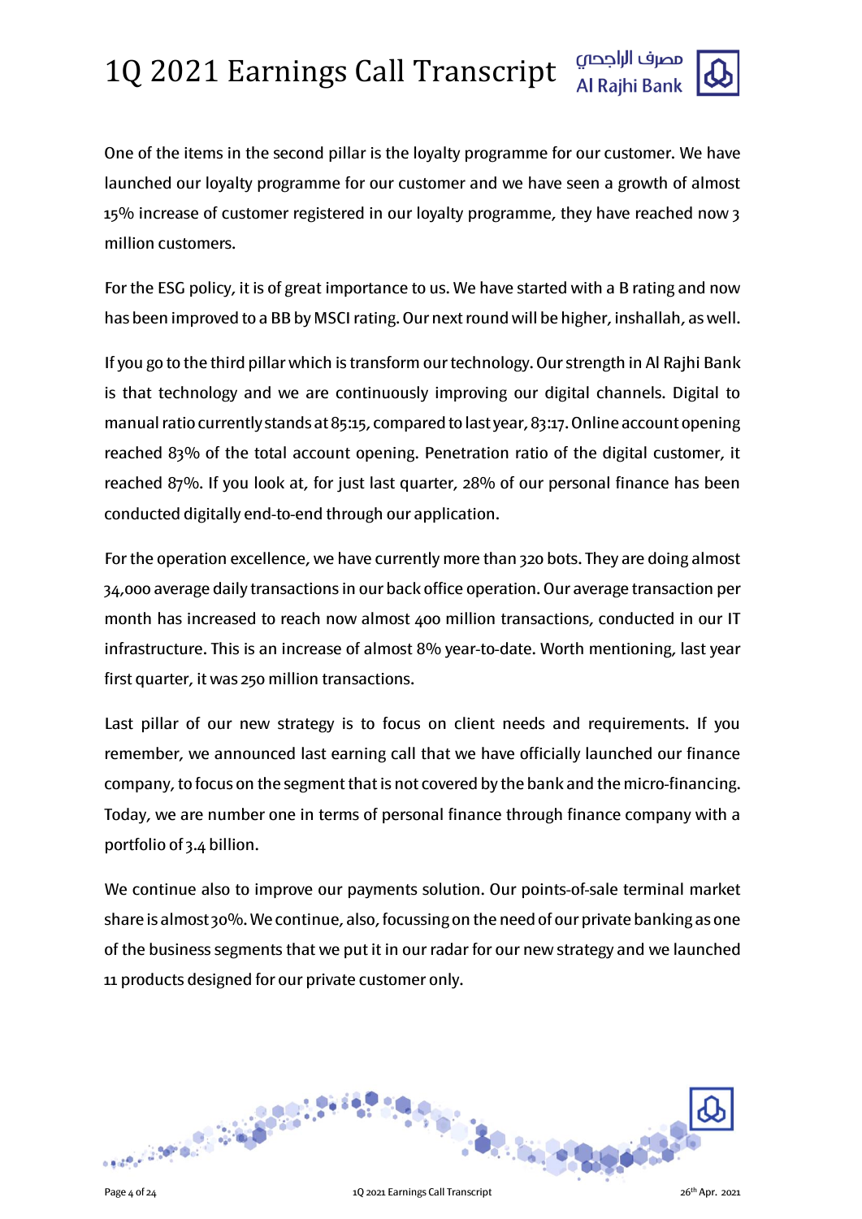One of the items in the second pillar is the loyalty programme for our customer. We have launched our loyalty programme for our customer and we have seen a growth of almost 15% increase of customer registered in our loyalty programme, they have reached now 3 million customers.

For the ESG policy, it is of great importance to us. We have started with a B rating and now has been improved to a BB by MSCI rating. Our next round will be higher, inshallah, as well.

If you go to the third pillar which is transform our technology. Our strength in Al Rajhi Bank is that technology and we are continuously improving our digital channels. Digital to manual ratio currently stands at 85:15, compared to last year, 83:17. Online account opening reached 83% of the total account opening. Penetration ratio of the digital customer, it reached 87%. If you look at, for just last quarter, 28% of our personal finance has been conducted digitally end-to-end through our application.

For the operation excellence, we have currently more than 320 bots. They are doing almost 34,000 average daily transactions in our back office operation. Our average transaction per month has increased to reach now almost 400 million transactions, conducted in our IT infrastructure. This is an increase of almost 8% year-to-date. Worth mentioning, last year first quarter, it was 250 million transactions.

Last pillar of our new strategy is to focus on client needs and requirements. If you remember, we announced last earning call that we have officially launched our finance company, to focus on the segment that is not covered by the bank and the micro-financing. Today, we are number one in terms of personal finance through finance company with a portfolio of 3.4 billion.

We continue also to improve our payments solution. Our points-of-sale terminal market share is almost 30%. We continue, also, focussing on the need of our private banking as one of the business segments that we put it in our radar for our new strategy and we launched 11 products designed for our private customer only.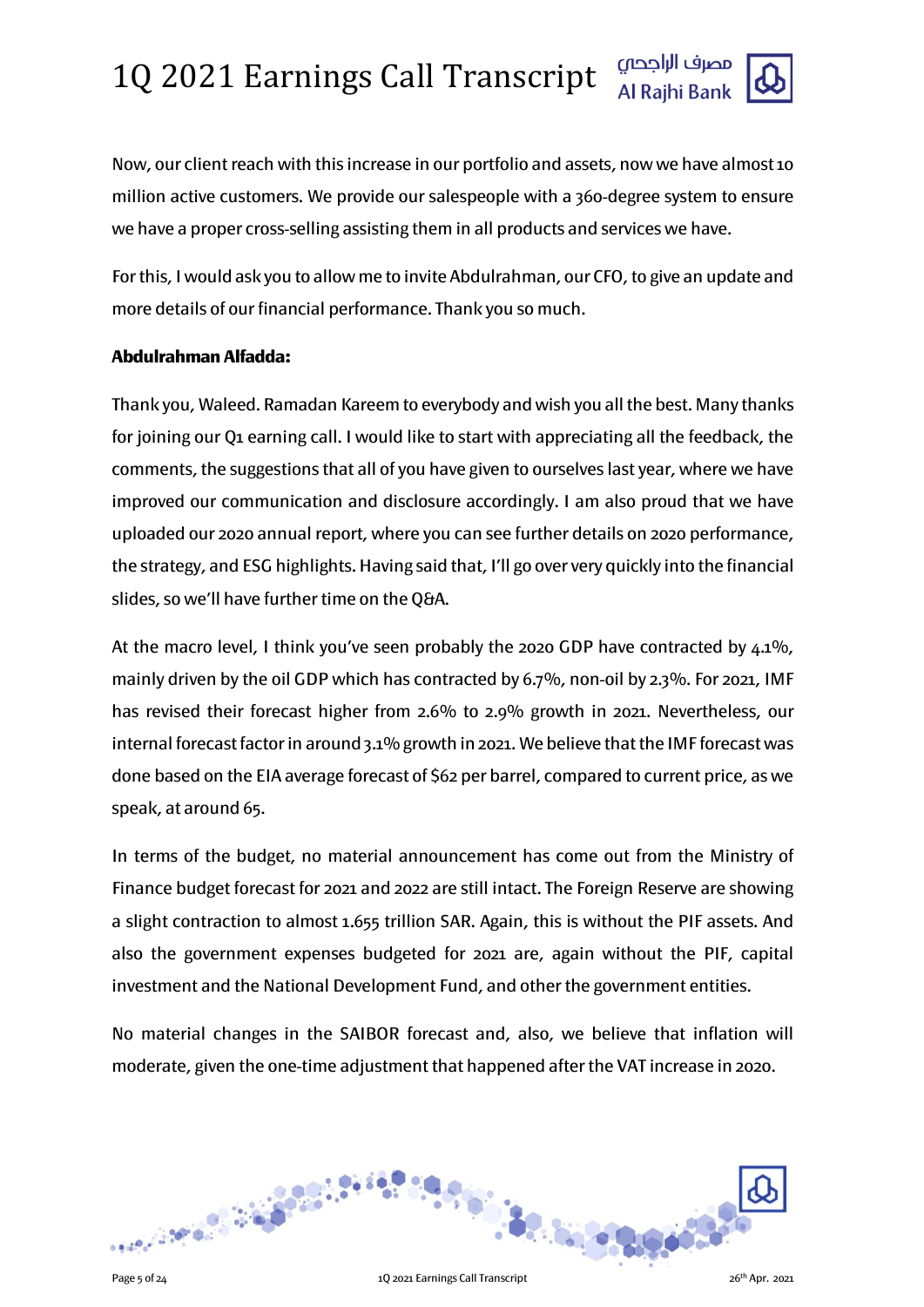Now, our client reach with this increase in our portfolio and assets, now we have almost 10 million active customers. We provide our salespeople with a 360-degree system to ensure we have a proper cross-selling assisting them in all products and services we have.

For this, I would ask you to allow me to invite Abdulrahman, our CFO, to give an update and more details of our financial performance. Thank you so much.

**Abdulrahman Alfadda:**

Thank you, Waleed. Ramadan Kareem to everybody and wish you all the best. Many thanks for joining our Q1 earning call. I would like to start with appreciating all the feedback, the comments, the suggestions that all of you have given to ourselves last year, where we have improved our communication and disclosure accordingly. I am also proud that we have uploaded our 2020 annual report, where you can see further details on 2020 performance, the strategy, and ESG highlights. Having said that, I'll go over very quickly into the financial slides, so we'll have further time on the Q&A.

At the macro level, I think you've seen probably the 2020 GDP have contracted by 4.1%, mainly driven by the oil GDP which has contracted by 6.7%, non-oil by 2.3%. For 2021, IMF has revised their forecast higher from 2.6% to 2.9% growth in 2021. Nevertheless, our internal forecast factor in around 3.1% growth in 2021. We believe that the IMF forecast was done based on the EIA average forecast of $62 per barrel, compared to current price, as we speak, at around 65.

In terms of the budget, no material announcement has come out from the Ministry of Finance budget forecast for 2021 and 2022 are still intact. The Foreign Reserve are showing a slight contraction to almost 1.655 trillion SAR. Again, this is without the PIF assets. And also the government expenses budgeted for 2021 are, again without the PIF, capital investment and the National Development Fund, and other the government entities.

No material changes in the SAIBOR forecast and, also, we believe that inflation will moderate, given the one-time adjustment that happened after the VAT increase in 2020.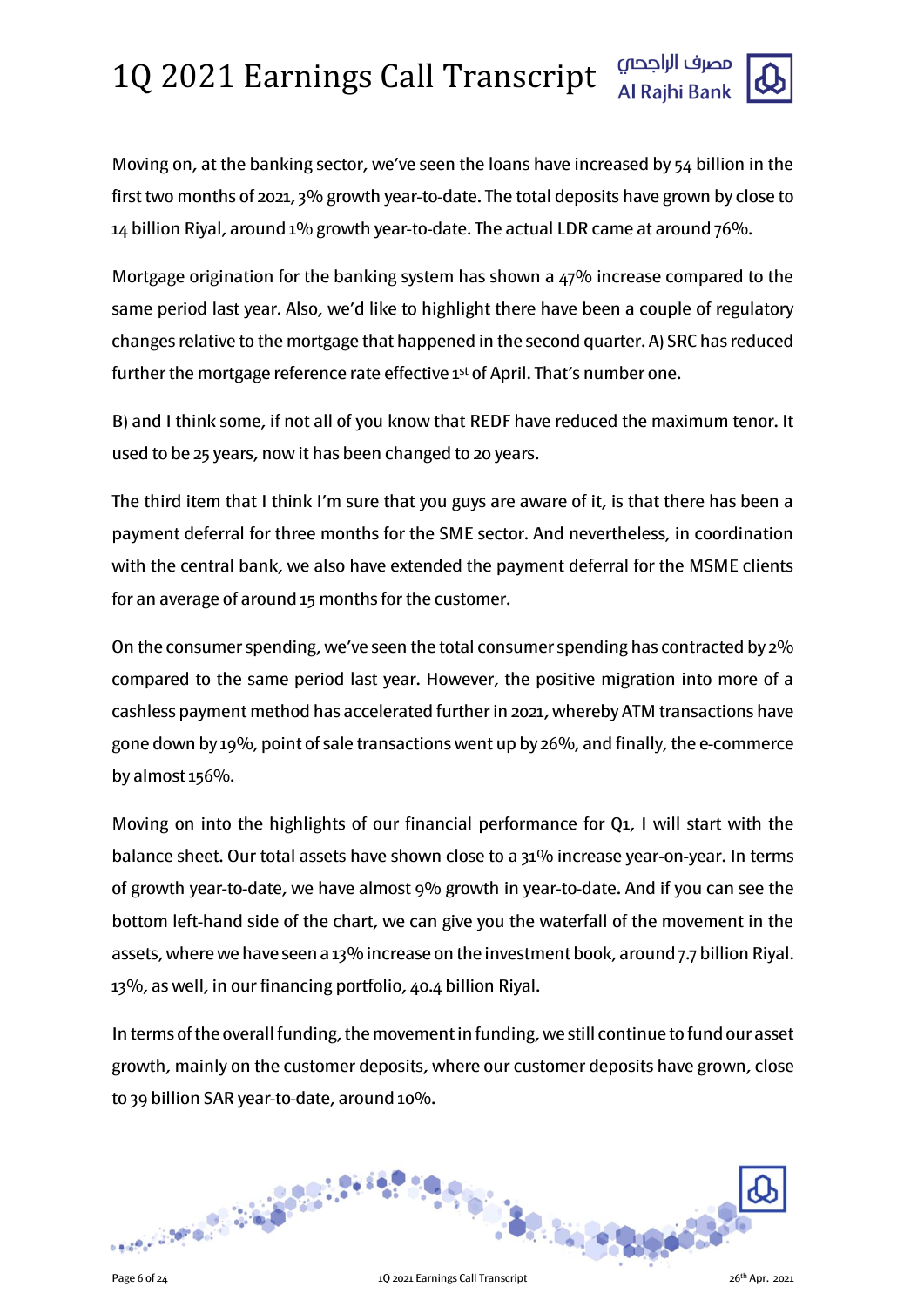Moving on, at the banking sector, we've seen the loans have increased by 54 billion in the first two months of 2021, 3% growth year-to-date. The total deposits have grown by close to 14 billion Riyal, around 1% growth year-to-date. The actual LDR came at around 76%.

Mortgage origination for the banking system has shown a 47% increase compared to the same period last year. Also, we'd like to highlight there have been a couple of regulatory changes relative to the mortgage that happened in the second quarter. A) SRC has reduced further the mortgage reference rate effective 1st of April. That's number one.

B) and I think some, if not all of you know that REDF have reduced the maximum tenor. It used to be 25 years, now it has been changed to 20 years.

The third item that I think I'm sure that you guys are aware of it, is that there has been a payment deferral for three months for the SME sector. And nevertheless, in coordination with the central bank, we also have extended the payment deferral for the MSME clients for an average of around 15 months for the customer.

On the consumer spending, we've seen the total consumer spending has contracted by 2% compared to the same period last year. However, the positive migration into more of a cashless payment method has accelerated further in 2021, whereby ATM transactions have gone down by 19%, point of sale transactions went up by 26%, and finally, the e-commerce by almost 156%.

Moving on into the highlights of our financial performance for Q1, I will start with the balance sheet. Our total assets have shown close to a 31% increase year-on-year. In terms of growth year-to-date, we have almost 9% growth in year-to-date. And if you can see the bottom left-hand side of the chart, we can give you the waterfall of the movement in the assets, where we have seen a 13% increase on the investment book, around 7.7 billion Riyal. 13%, as well, in our financing portfolio, 40.4 billion Riyal.

In terms of the overall funding, the movement in funding, we still continue to fund our asset growth, mainly on the customer deposits, where our customer deposits have grown, close to 39 billion SAR year-to-date, around 10%.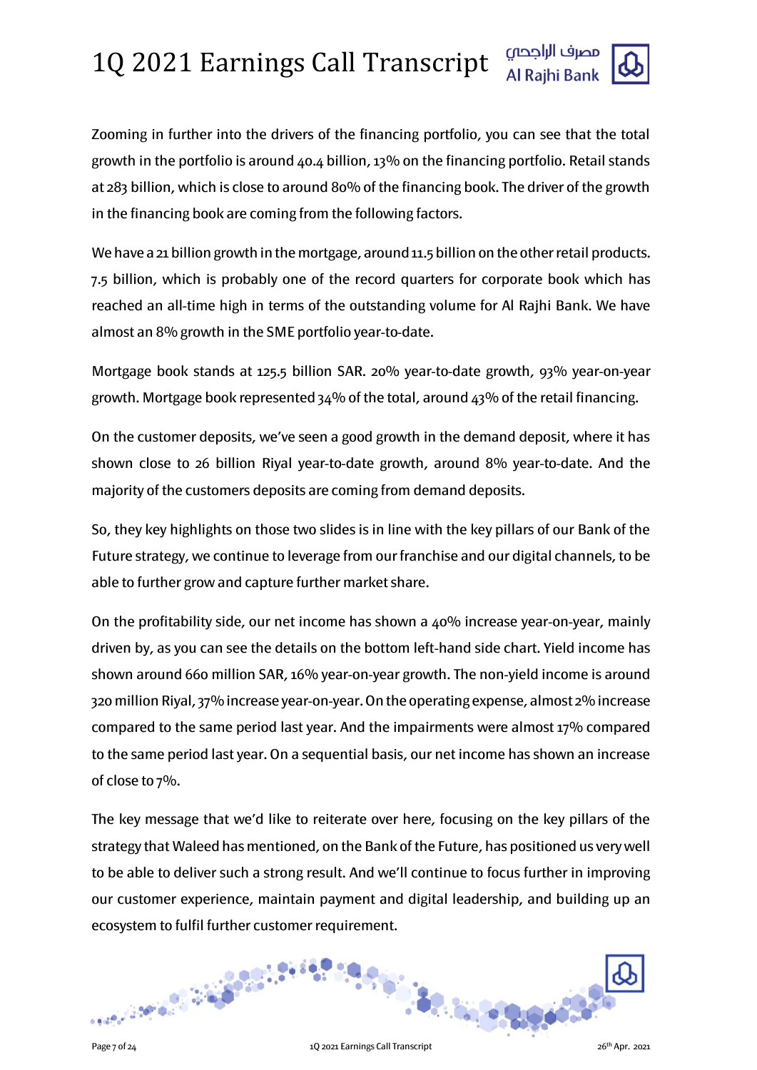Zooming in further into the drivers of the financing portfolio, you can see that the total growth in the portfolio is around 40.4 billion, 13% on the financing portfolio. Retail stands at 283 billion, which is close to around 80% of the financing book. The driver of the growth in the financing book are coming from the following factors.

We have a 21 billion growth in the mortgage, around 11.5 billion on the other retail products. 7.5 billion, which is probably one of the record quarters for corporate book which has reached an all-time high in terms of the outstanding volume for Al Rajhi Bank. We have almost an 8% growth in the SME portfolio year-to-date.

Mortgage book stands at 125.5 billion SAR. 20% year-to-date growth, 93% year-on-year growth. Mortgage book represented 34% of the total, around 43% of the retail financing.

On the customer deposits, we've seen a good growth in the demand deposit, where it has shown close to 26 billion Riyal year-to-date growth, around 8% year-to-date. And the majority of the customers deposits are coming from demand deposits.

So, they key highlights on those two slides is in line with the key pillars of our Bank of the Future strategy, we continue to leverage from our franchise and our digital channels, to be able to further grow and capture further market share.

On the profitability side, our net income has shown a 40% increase year-on-year, mainly driven by, as you can see the details on the bottom left-hand side chart. Yield income has shown around 660 million SAR, 16% year-on-year growth. The non-yield income is around 320 million Riyal, 37% increase year-on-year. On the operating expense, almost 2% increase compared to the same period last year. And the impairments were almost 17% compared to the same period last year. On a sequential basis, our net income has shown an increase of close to 7%.

The key message that we'd like to reiterate over here, focusing on the key pillars of the strategy that Waleed has mentioned, on the Bank of the Future, has positioned us very well to be able to deliver such a strong result. And we'll continue to focus further in improving our customer experience, maintain payment and digital leadership, and building up an ecosystem to fulfil further customer requirement.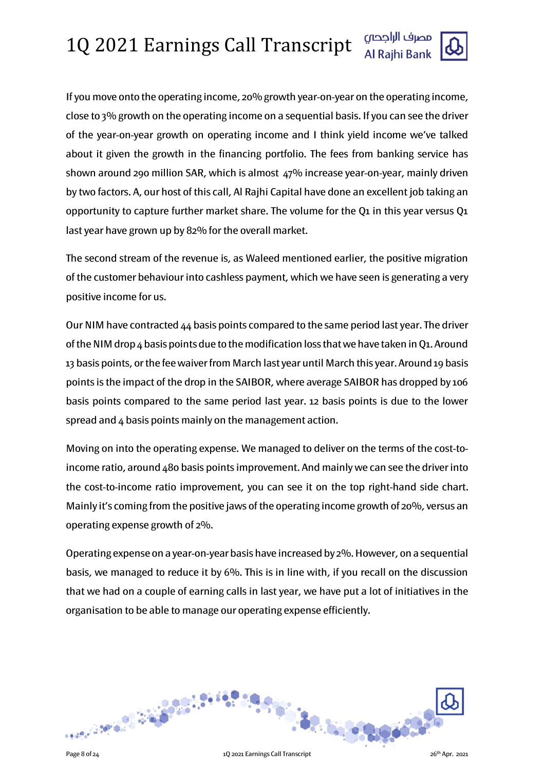If you move onto the operating income, 20% growth year-on-year on the operating income, close to 3% growth on the operating income on a sequential basis. If you can see the driver of the year-on-year growth on operating income and I think yield income we've talked about it given the growth in the financing portfolio. The fees from banking service has shown around 290 million SAR, which is almost 47% increase year-on-year, mainly driven by two factors. A, our host of this call, Al Rajhi Capital have done an excellent job taking an opportunity to capture further market share. The volume for the Q1 in this year versus Q1 last year have grown up by 82% for the overall market.

The second stream of the revenue is, as Waleed mentioned earlier, the positive migration of the customer behaviour into cashless payment, which we have seen is generating a very positive income for us.

Our NIM have contracted 44 basis points compared to the same period last year. The driver of the NIM drop 4 basis points due to the modification loss that we have taken in Q1. Around 13 basis points, or the fee waiver from March last year until March this year. Around 19 basis points is the impact of the drop in the SAIBOR, where average SAIBOR has dropped by 106 basis points compared to the same period last year. 12 basis points is due to the lower spread and 4 basis points mainly on the management action.

Moving on into the operating expense. We managed to deliver on the terms of the cost-to-income ratio, around 480 basis points improvement. And mainly we can see the driver into the cost-to-income ratio improvement, you can see it on the top right-hand side chart. Mainly it's coming from the positive jaws of the operating income growth of 20%, versus an operating expense growth of 2%.

Operating expense on a year-on-year basis have increased by 2%. However, on a sequential basis, we managed to reduce it by 6%. This is in line with, if you recall on the discussion that we had on a couple of earning calls in last year, we have put a lot of initiatives in the organisation to be able to manage our operating expense efficiently.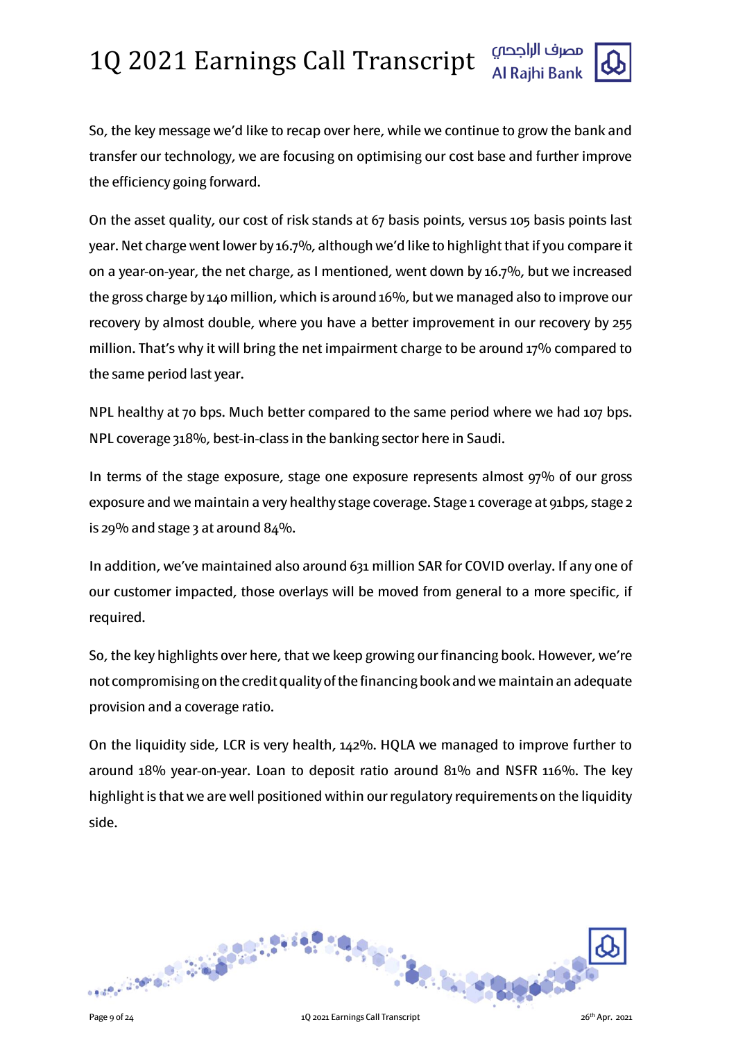So, the key message we'd like to recap over here, while we continue to grow the bank and transfer our technology, we are focusing on optimising our cost base and further improve the efficiency going forward.

On the asset quality, our cost of risk stands at 67 basis points, versus 105 basis points last year. Net charge went lower by 16.7%, although we'd like to highlight that if you compare it on a year-on-year, the net charge, as I mentioned, went down by 16.7%, but we increased the gross charge by 140 million, which is around 16%, but we managed also to improve our recovery by almost double, where you have a better improvement in our recovery by 255 million. That's why it will bring the net impairment charge to be around 17% compared to the same period last year.

NPL healthy at 70 bps. Much better compared to the same period where we had 107 bps. NPL coverage 318%, best-in-class in the banking sector here in Saudi.

In terms of the stage exposure, stage one exposure represents almost 97% of our gross exposure and we maintain a very healthy stage coverage. Stage 1 coverage at 91bps, stage 2 is 29% and stage 3 at around 84%.

In addition, we've maintained also around 631 million SAR for COVID overlay. If any one of our customer impacted, those overlays will be moved from general to a more specific, if required.

So, the key highlights over here, that we keep growing our financing book. However, we're not compromising on the credit quality of the financing book and we maintain an adequate provision and a coverage ratio.

On the liquidity side, LCR is very health, 142%. HQLA we managed to improve further to around 18% year-on-year. Loan to deposit ratio around 81% and NSFR 116%. The key highlight is that we are well positioned within our regulatory requirements on the liquidity side.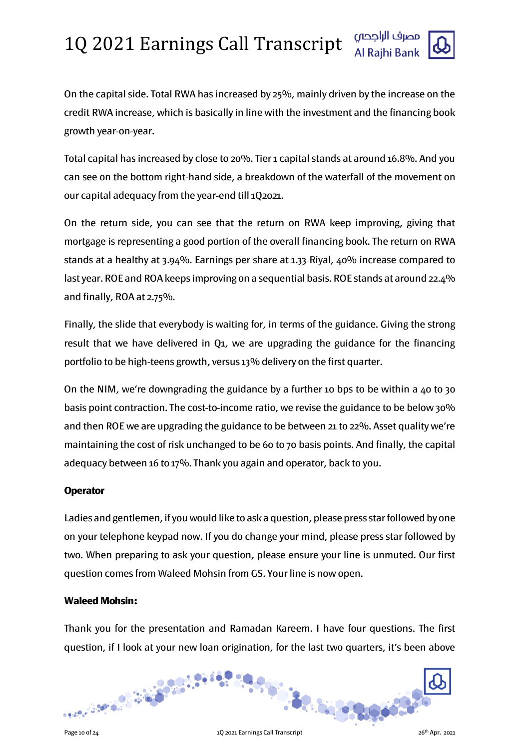On the capital side. Total RWA has increased by 25%, mainly driven by the increase on the credit RWA increase, which is basically in line with the investment and the financing book growth year-on-year.

Total capital has increased by close to 20%. Tier 1 capital stands at around 16.8%. And you can see on the bottom right-hand side, a breakdown of the waterfall of the movement on our capital adequacy from the year-end till 1Q2021.

On the return side, you can see that the return on RWA keep improving, giving that mortgage is representing a good portion of the overall financing book. The return on RWA stands at a healthy at 3.94%. Earnings per share at 1.33 Riyal, 40% increase compared to last year. ROE and ROA keeps improving on a sequential basis. ROE stands at around 22.4% and finally, ROA at 2.75%.

Finally, the slide that everybody is waiting for, in terms of the guidance. Giving the strong result that we have delivered in Q1, we are upgrading the guidance for the financing portfolio to be high-teens growth, versus 13% delivery on the first quarter.

On the NIM, we're downgrading the guidance by a further 10 bps to be within a 40 to 30 basis point contraction. The cost-to-income ratio, we revise the guidance to be below 30% and then ROE we are upgrading the guidance to be between 21 to 22%. Asset quality we're maintaining the cost of risk unchanged to be 60 to 70 basis points. And finally, the capital adequacy between 16 to 17%. Thank you again and operator, back to you.

**Operator**

Ladies and gentlemen, if you would like to ask a question, please press star followed by one on your telephone keypad now. If you do change your mind, please press star followed by two. When preparing to ask your question, please ensure your line is unmuted. Our first question comes from Waleed Mohsin from GS. Your line is now open.

**Waleed Mohsin:**

Thank you for the presentation and Ramadan Kareem. I have four questions. The first question, if I look at your new loan origination, for the last two quarters, it's been above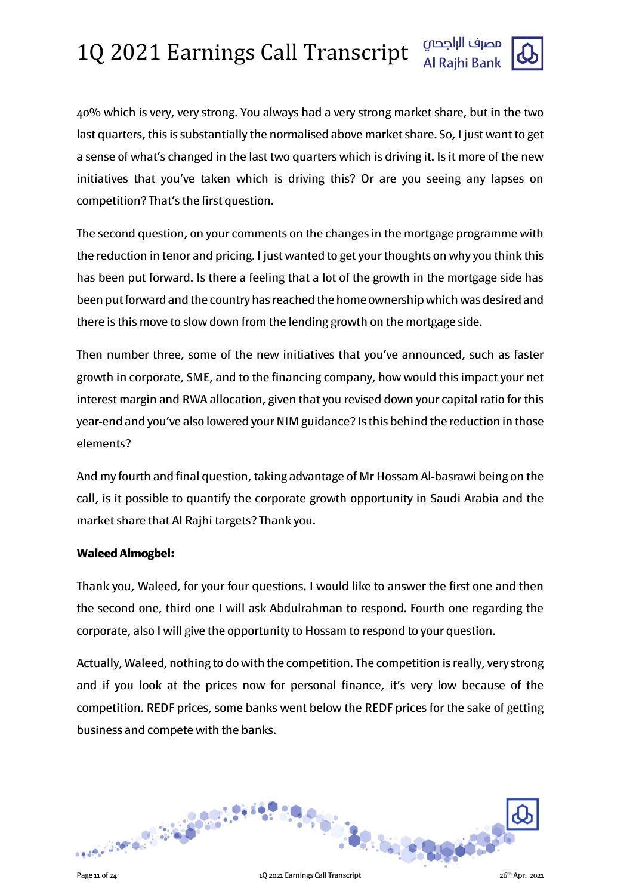40% which is very, very strong. You always had a very strong market share, but in the two last quarters, this is substantially the normalised above market share. So, I just want to get a sense of what's changed in the last two quarters which is driving it. Is it more of the new initiatives that you've taken which is driving this? Or are you seeing any lapses on competition? That's the first question.

The second question, on your comments on the changes in the mortgage programme with the reduction in tenor and pricing. I just wanted to get your thoughts on why you think this has been put forward. Is there a feeling that a lot of the growth in the mortgage side has been put forward and the country has reached the home ownership which was desired and there is this move to slow down from the lending growth on the mortgage side.

Then number three, some of the new initiatives that you've announced, such as faster growth in corporate, SME, and to the financing company, how would this impact your net interest margin and RWA allocation, given that you revised down your capital ratio for this year-end and you've also lowered your NIM guidance? Is this behind the reduction in those elements?

And my fourth and final question, taking advantage of Mr Hossam Al-basrawi being on the call, is it possible to quantify the corporate growth opportunity in Saudi Arabia and the market share that Al Rajhi targets? Thank you.

**Waleed Almogbel:**

Thank you, Waleed, for your four questions. I would like to answer the first one and then the second one, third one I will ask Abdulrahman to respond. Fourth one regarding the corporate, also I will give the opportunity to Hossam to respond to your question.

Actually, Waleed, nothing to do with the competition. The competition is really, very strong and if you look at the prices now for personal finance, it's very low because of the competition. REDF prices, some banks went below the REDF prices for the sake of getting business and compete with the banks.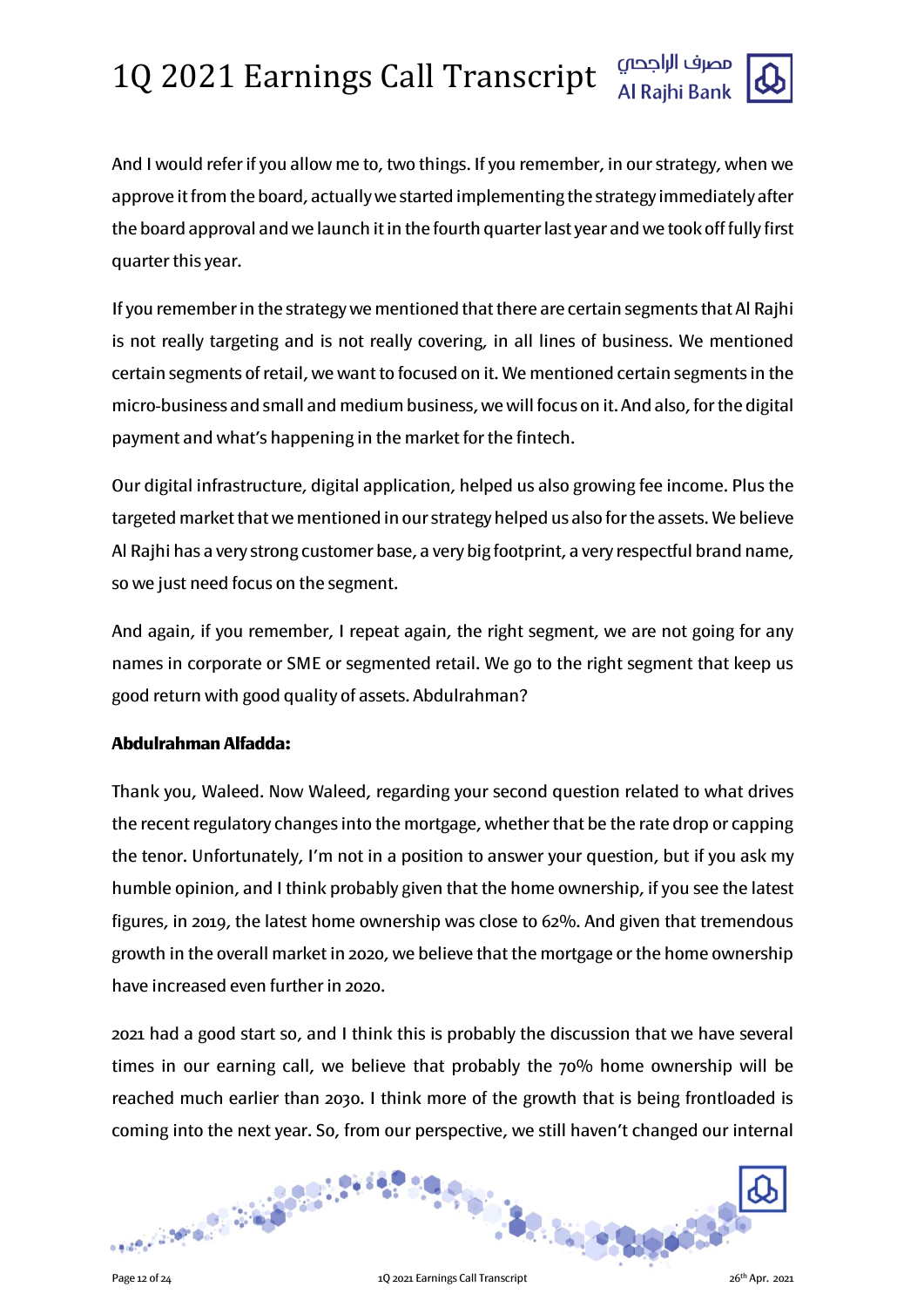And I would refer if you allow me to, two things. If you remember, in our strategy, when we approve it from the board, actually we started implementing the strategy immediately after the board approval and we launch it in the fourth quarter last year and we took off fully first quarter this year.

If you remember in the strategy we mentioned that there are certain segments that Al Rajhi is not really targeting and is not really covering, in all lines of business. We mentioned certain segments of retail, we want to focused on it. We mentioned certain segments in the micro-business and small and medium business, we will focus on it. And also, for the digital payment and what's happening in the market for the fintech.

Our digital infrastructure, digital application, helped us also growing fee income. Plus the targeted market that we mentioned in our strategy helped us also for the assets. We believe Al Rajhi has a very strong customer base, a very big footprint, a very respectful brand name, so we just need focus on the segment.

And again, if you remember, I repeat again, the right segment, we are not going for any names in corporate or SME or segmented retail. We go to the right segment that keep us good return with good quality of assets. Abdulrahman?

**Abdulrahman Alfadda:**

Thank you, Waleed. Now Waleed, regarding your second question related to what drives the recent regulatory changes into the mortgage, whether that be the rate drop or capping the tenor. Unfortunately, I'm not in a position to answer your question, but if you ask my humble opinion, and I think probably given that the home ownership, if you see the latest figures, in 2019, the latest home ownership was close to 62%. And given that tremendous growth in the overall market in 2020, we believe that the mortgage or the home ownership have increased even further in 2020.

2021 had a good start so, and I think this is probably the discussion that we have several times in our earning call, we believe that probably the 70% home ownership will be reached much earlier than 2030. I think more of the growth that is being frontloaded is coming into the next year. So, from our perspective, we still haven't changed our internal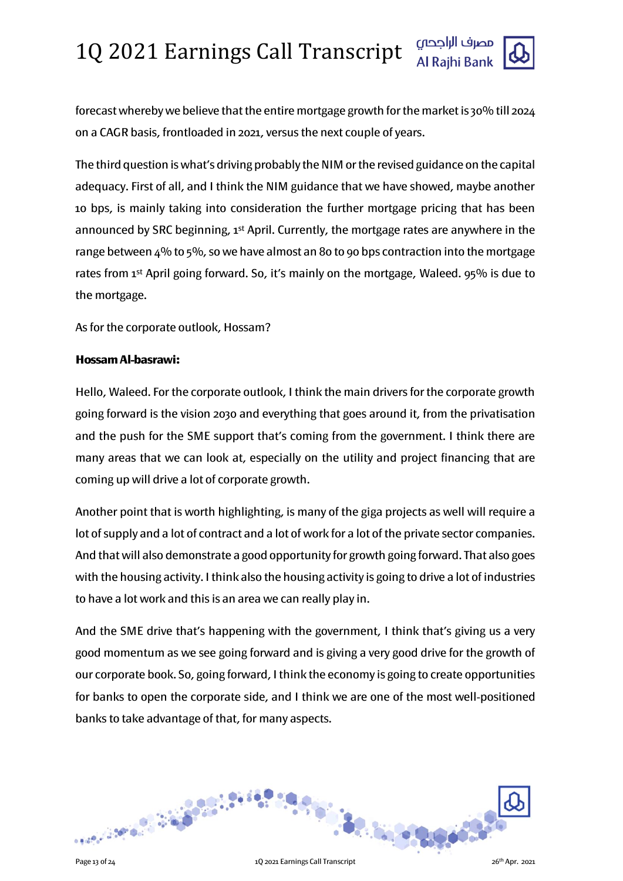forecast whereby we believe that the entire mortgage growth for the market is 30% till 2024 on a CAGR basis, frontloaded in 2021, versus the next couple of years.

The third question is what's driving probably the NIM or the revised guidance on the capital adequacy. First of all, and I think the NIM guidance that we have showed, maybe another 10 bps, is mainly taking into consideration the further mortgage pricing that has been announced by SRC beginning, 1st April. Currently, the mortgage rates are anywhere in the range between 4% to 5%, so we have almost an 80 to 90 bps contraction into the mortgage rates from 1st April going forward. So, it's mainly on the mortgage, Waleed. 95% is due to the mortgage.

As for the corporate outlook, Hossam?

**Hossam Al-basrawi:**

Hello, Waleed. For the corporate outlook, I think the main drivers for the corporate growth going forward is the vision 2030 and everything that goes around it, from the privatisation and the push for the SME support that's coming from the government. I think there are many areas that we can look at, especially on the utility and project financing that are coming up will drive a lot of corporate growth.

Another point that is worth highlighting, is many of the giga projects as well will require a lot of supply and a lot of contract and a lot of work for a lot of the private sector companies. And that will also demonstrate a good opportunity for growth going forward. That also goes with the housing activity. I think also the housing activity is going to drive a lot of industries to have a lot work and this is an area we can really play in.

And the SME drive that's happening with the government, I think that's giving us a very good momentum as we see going forward and is giving a very good drive for the growth of our corporate book. So, going forward, I think the economy is going to create opportunities for banks to open the corporate side, and I think we are one of the most well-positioned banks to take advantage of that, for many aspects.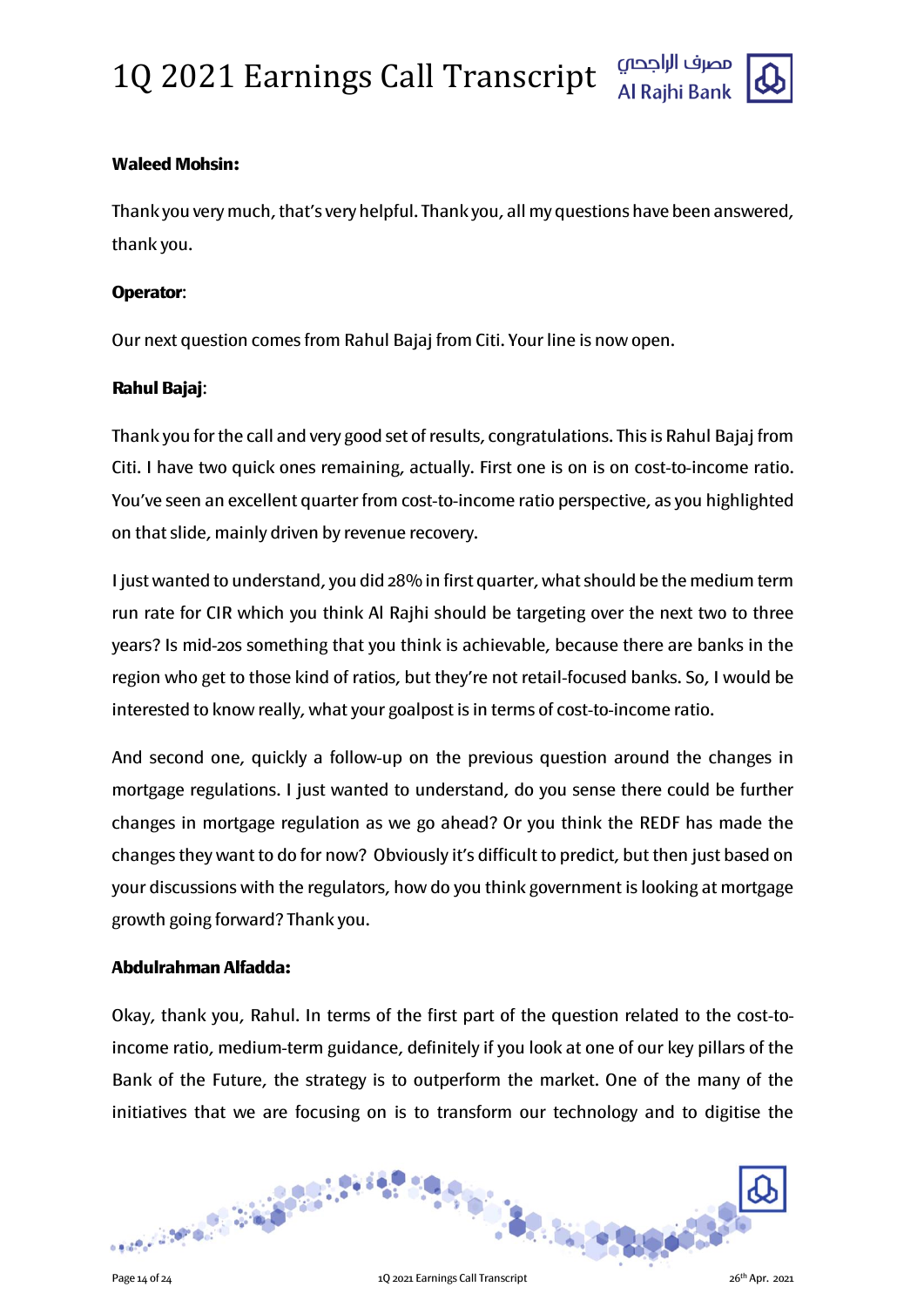**Waleed Mohsin:**

Thank you very much, that's very helpful. Thank you, all my questions have been answered, thank you.

**Operator**:

Our next question comes from Rahul Bajaj from Citi. Your line is now open.

**Rahul Bajaj**:

Thank you for the call and very good set of results, congratulations. This is Rahul Bajaj from Citi. I have two quick ones remaining, actually. First one is on is on cost-to-income ratio. You've seen an excellent quarter from cost-to-income ratio perspective, as you highlighted on that slide, mainly driven by revenue recovery.

I just wanted to understand, you did 28% in first quarter, what should be the medium term run rate for CIR which you think Al Rajhi should be targeting over the next two to three years? Is mid-20s something that you think is achievable, because there are banks in the region who get to those kind of ratios, but they're not retail-focused banks. So, I would be interested to know really, what your goalpost is in terms of cost-to-income ratio.

And second one, quickly a follow-up on the previous question around the changes in mortgage regulations. I just wanted to understand, do you sense there could be further changes in mortgage regulation as we go ahead? Or you think the REDF has made the changes they want to do for now? Obviously it's difficult to predict, but then just based on your discussions with the regulators, how do you think government is looking at mortgage growth going forward? Thank you.

**Abdulrahman Alfadda:**

Okay, thank you, Rahul. In terms of the first part of the question related to the cost-to-income ratio, medium-term guidance, definitely if you look at one of our key pillars of the Bank of the Future, the strategy is to outperform the market. One of the many of the initiatives that we are focusing on is to transform our technology and to digitise the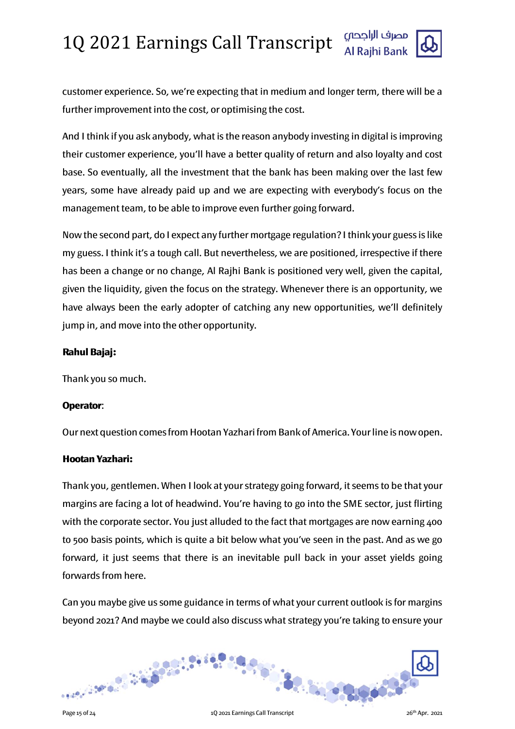customer experience. So, we're expecting that in medium and longer term, there will be a further improvement into the cost, or optimising the cost.

And I think if you ask anybody, what is the reason anybody investing in digital is improving their customer experience, you'll have a better quality of return and also loyalty and cost base. So eventually, all the investment that the bank has been making over the last few years, some have already paid up and we are expecting with everybody's focus on the management team, to be able to improve even further going forward.

Now the second part, do I expect any further mortgage regulation? I think your guess is like my guess. I think it's a tough call. But nevertheless, we are positioned, irrespective if there has been a change or no change, Al Rajhi Bank is positioned very well, given the capital, given the liquidity, given the focus on the strategy. Whenever there is an opportunity, we have always been the early adopter of catching any new opportunities, we'll definitely jump in, and move into the other opportunity.

**Rahul Bajaj:**

Thank you so much.

**Operator**:

Our next question comes from Hootan Yazhari from Bank of America. Your line is now open.

**Hootan Yazhari:**

Thank you, gentlemen. When I look at your strategy going forward, it seems to be that your margins are facing a lot of headwind. You're having to go into the SME sector, just flirting with the corporate sector. You just alluded to the fact that mortgages are now earning 400 to 500 basis points, which is quite a bit below what you've seen in the past. And as we go forward, it just seems that there is an inevitable pull back in your asset yields going forwards from here.

Can you maybe give us some guidance in terms of what your current outlook is for margins beyond 2021? And maybe we could also discuss what strategy you're taking to ensure your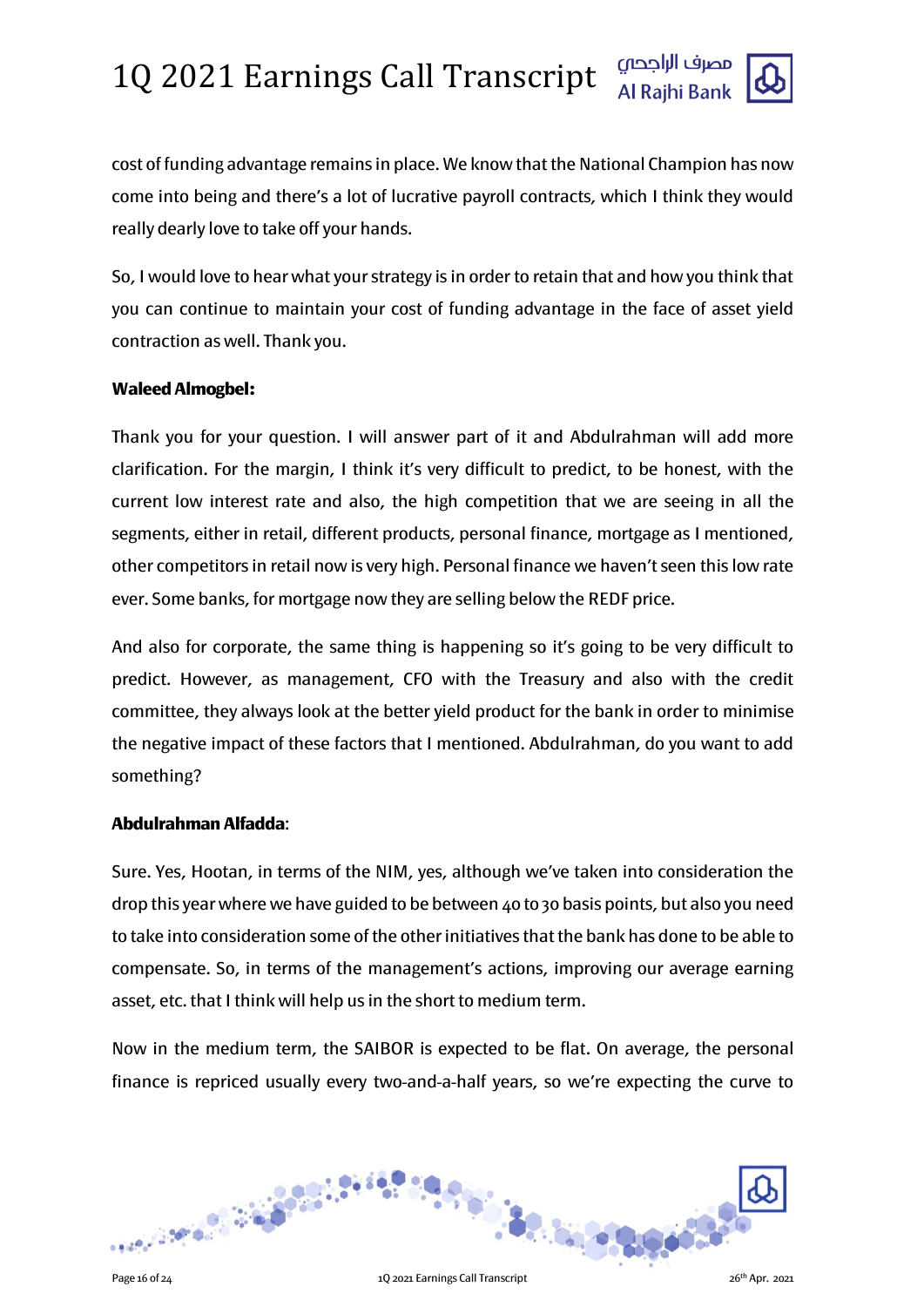cost of funding advantage remains in place. We know that the National Champion has now come into being and there's a lot of lucrative payroll contracts, which I think they would really dearly love to take off your hands.

So, I would love to hear what your strategy is in order to retain that and how you think that you can continue to maintain your cost of funding advantage in the face of asset yield contraction as well. Thank you.

**Waleed Almogbel:**

Thank you for your question. I will answer part of it and Abdulrahman will add more clarification. For the margin, I think it's very difficult to predict, to be honest, with the current low interest rate and also, the high competition that we are seeing in all the segments, either in retail, different products, personal finance, mortgage as I mentioned, other competitors in retail now is very high. Personal finance we haven't seen this low rate ever. Some banks, for mortgage now they are selling below the REDF price.

And also for corporate, the same thing is happening so it's going to be very difficult to predict. However, as management, CFO with the Treasury and also with the credit committee, they always look at the better yield product for the bank in order to minimise the negative impact of these factors that I mentioned. Abdulrahman, do you want to add something?

**Abdulrahman Alfadda**:

Sure. Yes, Hootan, in terms of the NIM, yes, although we've taken into consideration the drop this year where we have guided to be between 40 to 30 basis points, but also you need to take into consideration some of the other initiatives that the bank has done to be able to compensate. So, in terms of the management's actions, improving our average earning asset, etc. that I think will help us in the short to medium term.

Now in the medium term, the SAIBOR is expected to be flat. On average, the personal finance is repriced usually every two-and-a-half years, so we're expecting the curve to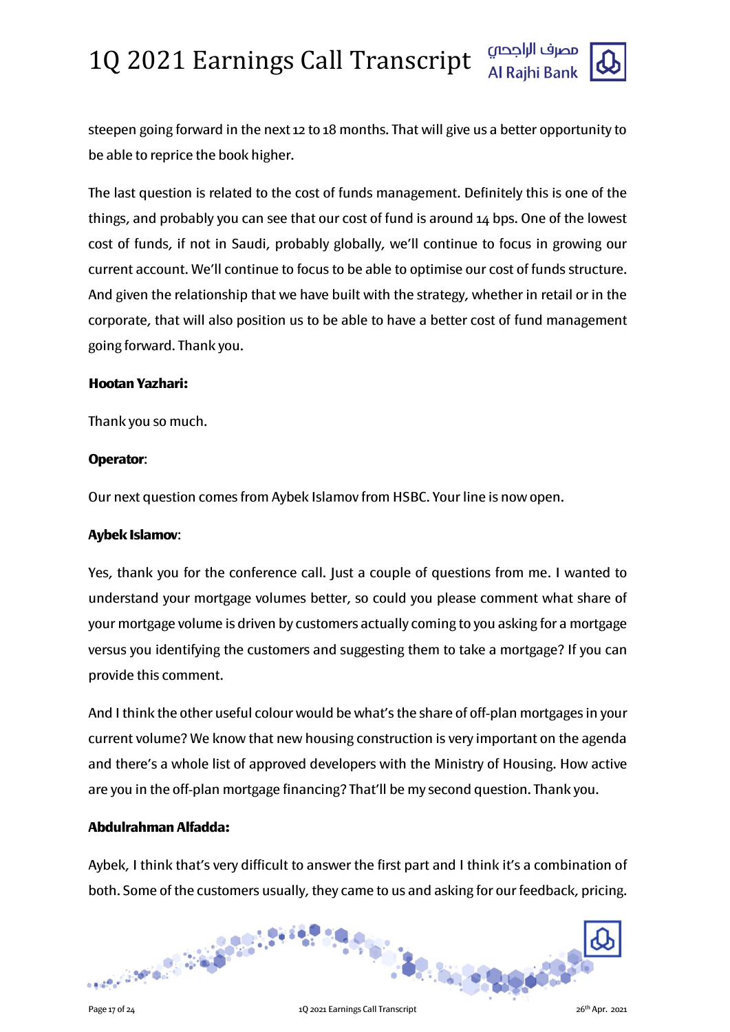steepen going forward in the next 12 to 18 months. That will give us a better opportunity to be able to reprice the book higher.

The last question is related to the cost of funds management. Definitely this is one of the things, and probably you can see that our cost of fund is around 14 bps. One of the lowest cost of funds, if not in Saudi, probably globally, we'll continue to focus in growing our current account. We'll continue to focus to be able to optimise our cost of funds structure. And given the relationship that we have built with the strategy, whether in retail or in the corporate, that will also position us to be able to have a better cost of fund management going forward. Thank you.

**Hootan Yazhari:**

Thank you so much.

**Operator**:

Our next question comes from Aybek Islamov from HSBC. Your line is now open.

**Aybek Islamov**:

Yes, thank you for the conference call. Just a couple of questions from me. I wanted to understand your mortgage volumes better, so could you please comment what share of your mortgage volume is driven by customers actually coming to you asking for a mortgage versus you identifying the customers and suggesting them to take a mortgage? If you can provide this comment.

And I think the other useful colour would be what's the share of off-plan mortgages in your current volume? We know that new housing construction is very important on the agenda and there's a whole list of approved developers with the Ministry of Housing. How active are you in the off-plan mortgage financing? That'll be my second question. Thank you.

**Abdulrahman Alfadda:**

Aybek, I think that's very difficult to answer the first part and I think it's a combination of both. Some of the customers usually, they came to us and asking for our feedback, pricing.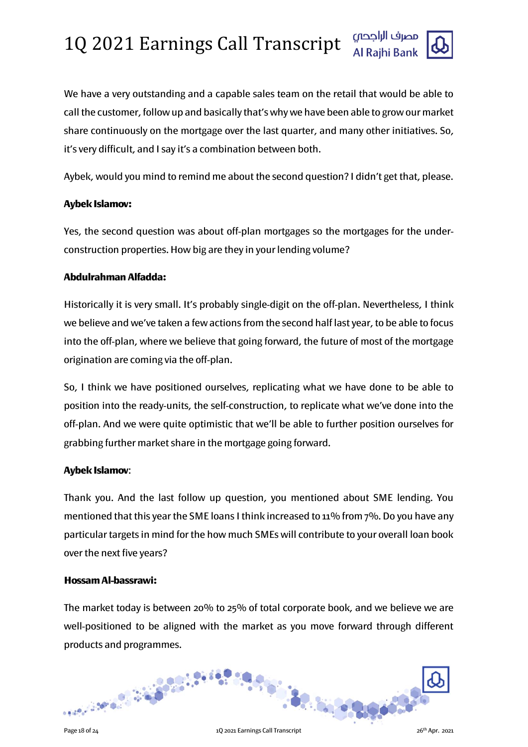We have a very outstanding and a capable sales team on the retail that would be able to call the customer, follow up and basically that's why we have been able to grow our market share continuously on the mortgage over the last quarter, and many other initiatives. So, it's very difficult, and I say it's a combination between both.

Aybek, would you mind to remind me about the second question? I didn't get that, please.

**Aybek Islamov:**

Yes, the second question was about off-plan mortgages so the mortgages for the under-construction properties. How big are they in your lending volume?

**Abdulrahman Alfadda:**

Historically it is very small. It's probably single-digit on the off-plan. Nevertheless, I think we believe and we've taken a few actions from the second half last year, to be able to focus into the off-plan, where we believe that going forward, the future of most of the mortgage origination are coming via the off-plan.

So, I think we have positioned ourselves, replicating what we have done to be able to position into the ready-units, the self-construction, to replicate what we've done into the off-plan. And we were quite optimistic that we'll be able to further position ourselves for grabbing further market share in the mortgage going forward.

**Aybek Islamov**:

Thank you. And the last follow up question, you mentioned about SME lending. You mentioned that this year the SME loans I think increased to 11% from 7%. Do you have any particular targets in mind for the how much SMEs will contribute to your overall loan book over the next five years?

**Hossam Al-bassrawi:**

The market today is between 20% to 25% of total corporate book, and we believe we are well-positioned to be aligned with the market as you move forward through different products and programmes.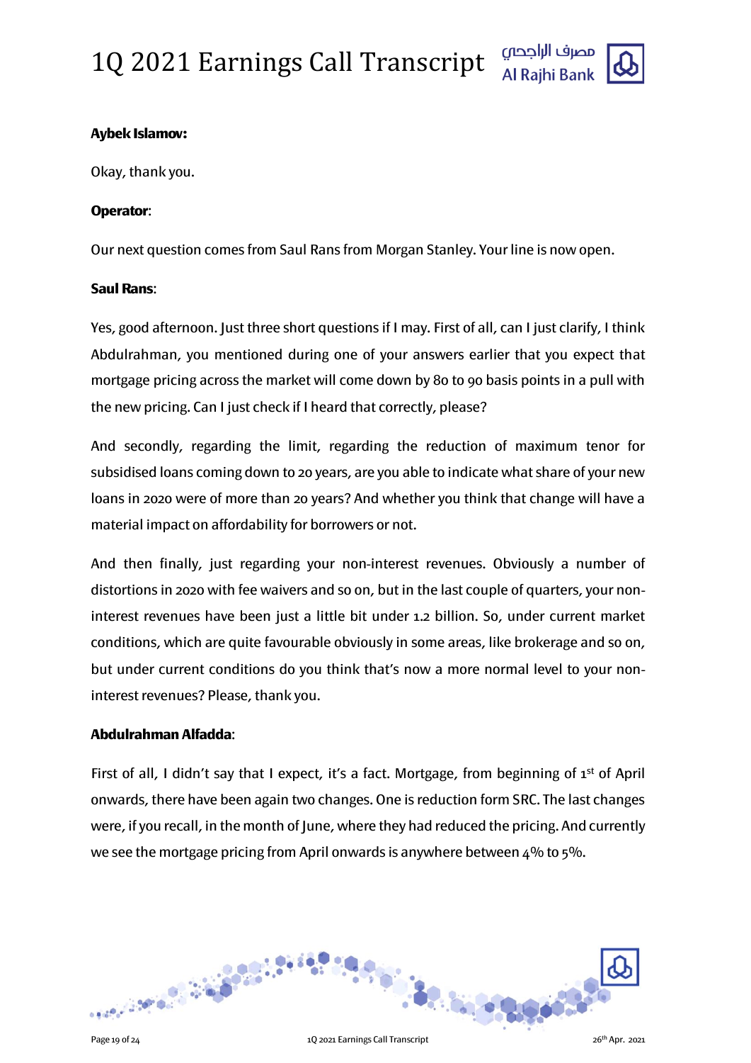**Aybek Islamov:**

Okay, thank you.

**Operator**:

Our next question comes from Saul Rans from Morgan Stanley. Your line is now open.

**Saul Rans**:

Yes, good afternoon. Just three short questions if I may. First of all, can I just clarify, I think Abdulrahman, you mentioned during one of your answers earlier that you expect that mortgage pricing across the market will come down by 80 to 90 basis points in a pull with the new pricing. Can I just check if I heard that correctly, please?

And secondly, regarding the limit, regarding the reduction of maximum tenor for subsidised loans coming down to 20 years, are you able to indicate what share of your new loans in 2020 were of more than 20 years? And whether you think that change will have a material impact on affordability for borrowers or not.

And then finally, just regarding your non-interest revenues. Obviously a number of distortions in 2020 with fee waivers and so on, but in the last couple of quarters, your non-interest revenues have been just a little bit under 1.2 billion. So, under current market conditions, which are quite favourable obviously in some areas, like brokerage and so on, but under current conditions do you think that's now a more normal level to your non-interest revenues? Please, thank you.

**Abdulrahman Alfadda**:

First of all, I didn't say that I expect, it's a fact. Mortgage, from beginning of 1st of April onwards, there have been again two changes. One is reduction form SRC. The last changes were, if you recall, in the month of June, where they had reduced the pricing. And currently we see the mortgage pricing from April onwards is anywhere between 4% to 5%.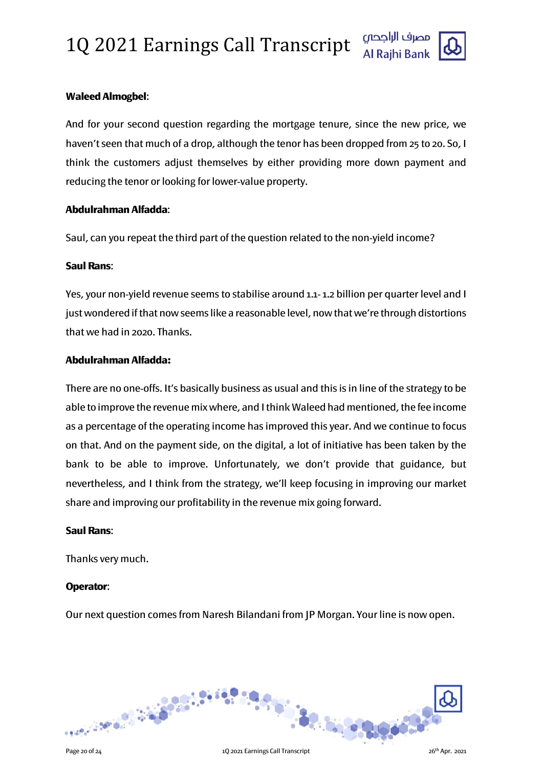**Waleed Almogbel**:

And for your second question regarding the mortgage tenure, since the new price, we haven't seen that much of a drop, although the tenor has been dropped from 25 to 20. So, I think the customers adjust themselves by either providing more down payment and reducing the tenor or looking for lower-value property.

**Abdulrahman Alfadda**:

Saul, can you repeat the third part of the question related to the non-yield income?

**Saul Rans**:

Yes, your non-yield revenue seems to stabilise around 1.1- 1.2 billion per quarter level and I just wondered if that now seems like a reasonable level, now that we're through distortions that we had in 2020. Thanks.

**Abdulrahman Alfadda:**

There are no one-offs. It's basically business as usual and this is in line of the strategy to be able to improve the revenue mix where, and I think Waleed had mentioned, the fee income as a percentage of the operating income has improved this year. And we continue to focus on that. And on the payment side, on the digital, a lot of initiative has been taken by the bank to be able to improve. Unfortunately, we don't provide that guidance, but nevertheless, and I think from the strategy, we'll keep focusing in improving our market share and improving our profitability in the revenue mix going forward.

**Saul Rans**:

Thanks very much.

**Operator**:

Our next question comes from Naresh Bilandani from JP Morgan. Your line is now open.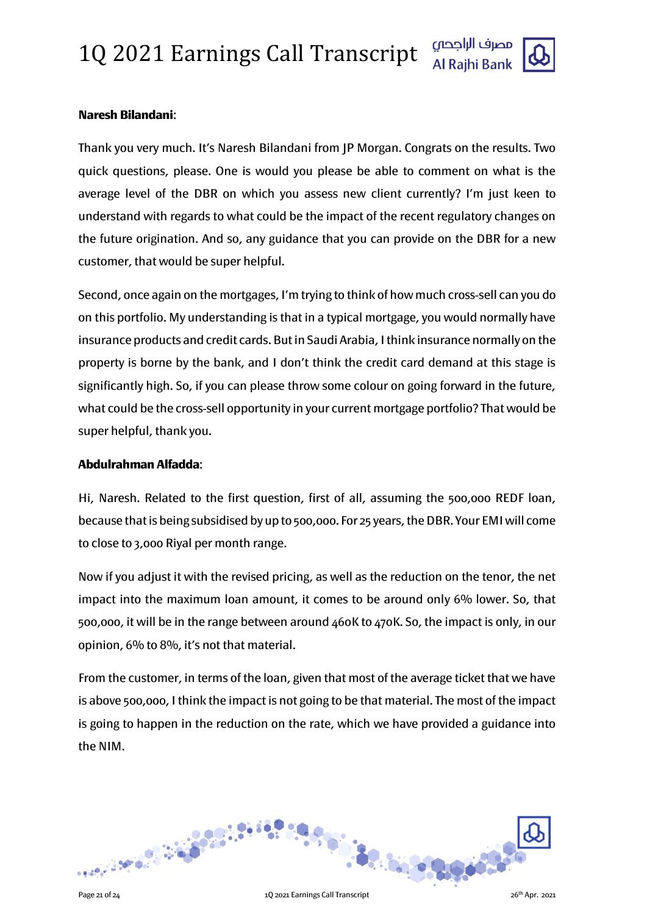**Naresh Bilandani**:

Thank you very much. It's Naresh Bilandani from JP Morgan. Congrats on the results. Two quick questions, please. One is would you please be able to comment on what is the average level of the DBR on which you assess new client currently? I'm just keen to understand with regards to what could be the impact of the recent regulatory changes on the future origination. And so, any guidance that you can provide on the DBR for a new customer, that would be super helpful.

Second, once again on the mortgages, I'm trying to think of how much cross-sell can you do on this portfolio. My understanding is that in a typical mortgage, you would normally have insurance products and credit cards. But in Saudi Arabia, I think insurance normally on the property is borne by the bank, and I don't think the credit card demand at this stage is significantly high. So, if you can please throw some colour on going forward in the future, what could be the cross-sell opportunity in your current mortgage portfolio? That would be super helpful, thank you.

**Abdulrahman Alfadda**:

Hi, Naresh. Related to the first question, first of all, assuming the 500,000 REDF loan, because that is being subsidised by up to 500,000. For 25 years, the DBR. Your EMI will come to close to 3,000 Riyal per month range.

Now if you adjust it with the revised pricing, as well as the reduction on the tenor, the net impact into the maximum loan amount, it comes to be around only 6% lower. So, that 500,000, it will be in the range between around 460K to 470K. So, the impact is only, in our opinion, 6% to 8%, it's not that material.

From the customer, in terms of the loan, given that most of the average ticket that we have is above 500,000, I think the impact is not going to be that material. The most of the impact is going to happen in the reduction on the rate, which we have provided a guidance into the NIM.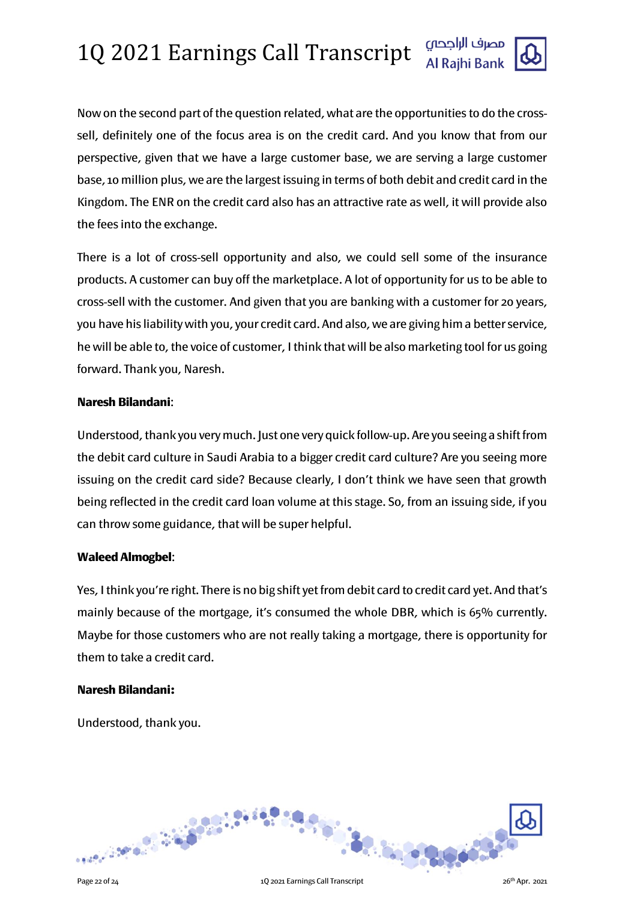Now on the second part of the question related, what are the opportunities to do the cross-sell, definitely one of the focus area is on the credit card. And you know that from our perspective, given that we have a large customer base, we are serving a large customer base, 10 million plus, we are the largest issuing in terms of both debit and credit card in the Kingdom. The ENR on the credit card also has an attractive rate as well, it will provide also the fees into the exchange.

There is a lot of cross-sell opportunity and also, we could sell some of the insurance products. A customer can buy off the marketplace. A lot of opportunity for us to be able to cross-sell with the customer. And given that you are banking with a customer for 20 years, you have his liability with you, your credit card. And also, we are giving him a better service, he will be able to, the voice of customer, I think that will be also marketing tool for us going forward. Thank you, Naresh.

**Naresh Bilandani**:

Understood, thank you very much. Just one very quick follow-up. Are you seeing a shift from the debit card culture in Saudi Arabia to a bigger credit card culture? Are you seeing more issuing on the credit card side? Because clearly, I don't think we have seen that growth being reflected in the credit card loan volume at this stage. So, from an issuing side, if you can throw some guidance, that will be super helpful.

**Waleed Almogbel**:

Yes, I think you're right. There is no big shift yet from debit card to credit card yet. And that's mainly because of the mortgage, it's consumed the whole DBR, which is 65% currently. Maybe for those customers who are not really taking a mortgage, there is opportunity for them to take a credit card.

**Naresh Bilandani:**

Understood, thank you.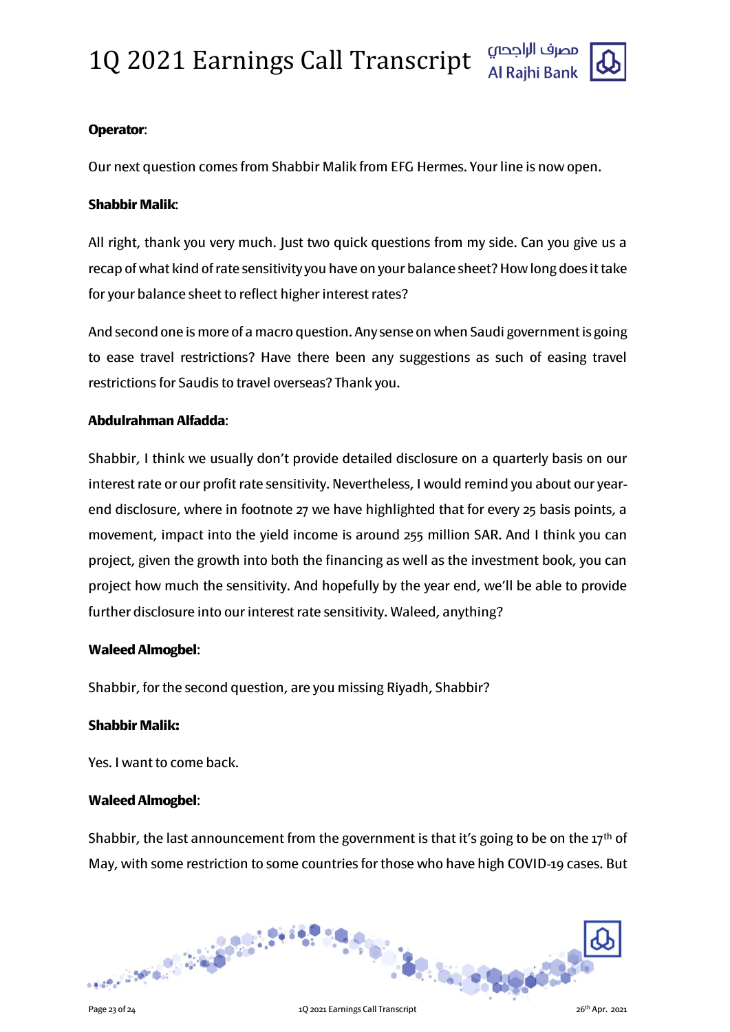**Operator**:

Our next question comes from Shabbir Malik from EFG Hermes. Your line is now open.

**Shabbir Malik**:

All right, thank you very much. Just two quick questions from my side. Can you give us a recap of what kind of rate sensitivity you have on your balance sheet? How long does it take for your balance sheet to reflect higher interest rates?

And second one is more of a macro question. Any sense on when Saudi government is going to ease travel restrictions? Have there been any suggestions as such of easing travel restrictions for Saudis to travel overseas? Thank you.

**Abdulrahman Alfadda**:

Shabbir, I think we usually don't provide detailed disclosure on a quarterly basis on our interest rate or our profit rate sensitivity. Nevertheless, I would remind you about our year-end disclosure, where in footnote 27 we have highlighted that for every 25 basis points, a movement, impact into the yield income is around 255 million SAR. And I think you can project, given the growth into both the financing as well as the investment book, you can project how much the sensitivity. And hopefully by the year end, we'll be able to provide further disclosure into our interest rate sensitivity. Waleed, anything?

**Waleed Almogbel**:

Shabbir, for the second question, are you missing Riyadh, Shabbir?

**Shabbir Malik:**

Yes. I want to come back.

**Waleed Almogbel**:

Shabbir, the last announcement from the government is that it's going to be on the 17th of May, with some restriction to some countries for those who have high COVID-19 cases. But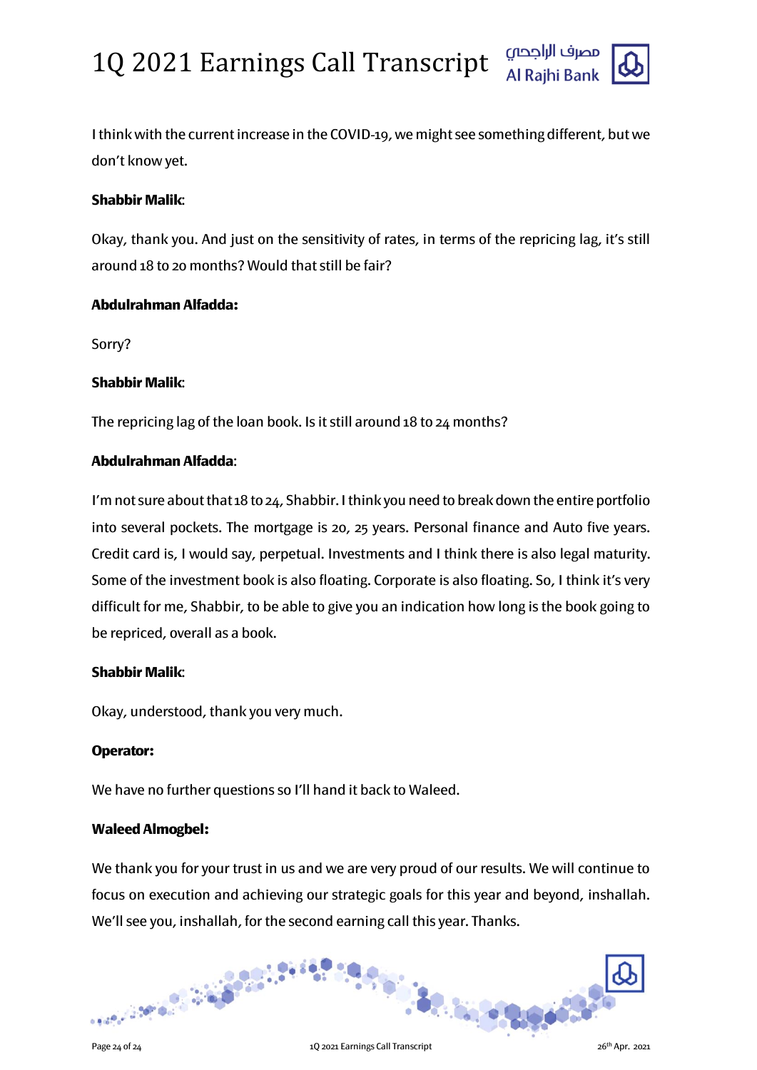I think with the current increase in the COVID-19, we might see something different, but we don't know yet.

**Shabbir Malik**:

Okay, thank you. And just on the sensitivity of rates, in terms of the repricing lag, it's still around 18 to 20 months? Would that still be fair?

**Abdulrahman Alfadda:**

Sorry?

**Shabbir Malik**:

The repricing lag of the loan book. Is it still around 18 to 24 months?

**Abdulrahman Alfadda**:

I'm not sure about that 18 to 24, Shabbir. I think you need to break down the entire portfolio into several pockets. The mortgage is 20, 25 years. Personal finance and Auto five years. Credit card is, I would say, perpetual. Investments and I think there is also legal maturity. Some of the investment book is also floating. Corporate is also floating. So, I think it's very difficult for me, Shabbir, to be able to give you an indication how long is the book going to be repriced, overall as a book.

**Shabbir Malik**:

Okay, understood, thank you very much.

**Operator:**

We have no further questions so I'll hand it back to Waleed.

**Waleed Almogbel:**

We thank you for your trust in us and we are very proud of our results. We will continue to focus on execution and achieving our strategic goals for this year and beyond, inshallah. We'll see you, inshallah, for the second earning call this year. Thanks.